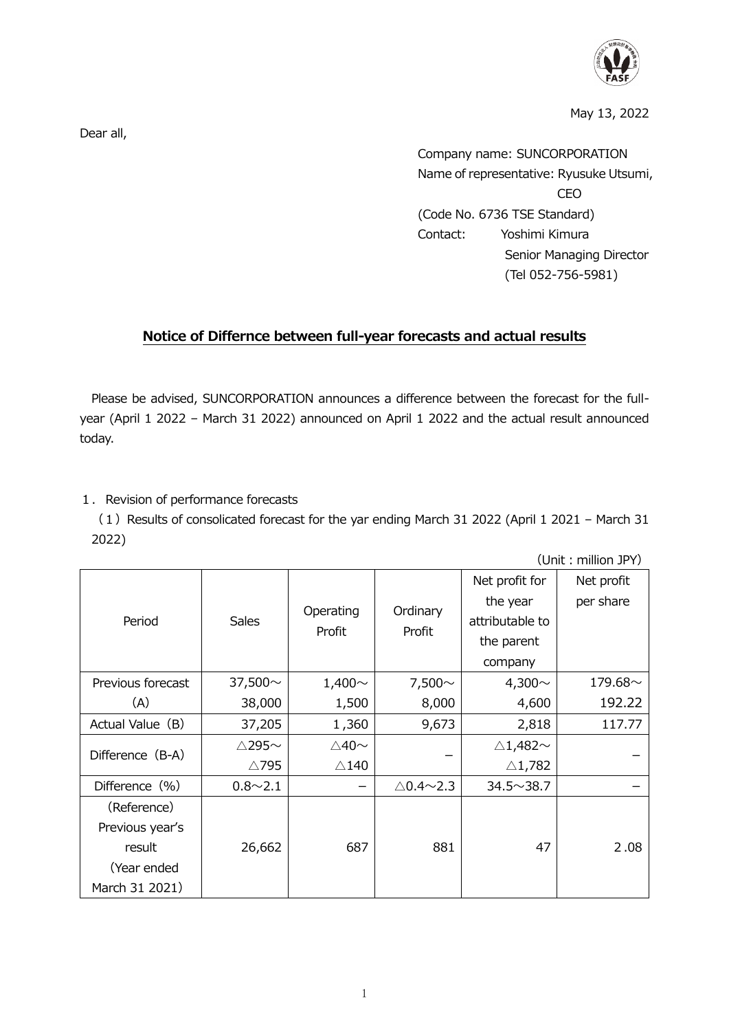May 13, 2022

Dear all,

Company name: SUNCORPORATION
Name of representative: Ryusuke Utsumi, CEO
(Code No. 6736 TSE Standard)
Contact: Yoshimi Kimura
Senior Managing Director
(Tel 052-756-5981)

## Notice of Differnce between full-year forecasts and actual results

Please be advised, SUNCORPORATION announces a difference between the forecast for the full-year (April 1 2022 – March 31 2022) announced on April 1 2022 and the actual result announced today.

1． Revision of performance forecasts

（1）Results of consolicated forecast for the yar ending March 31 2022 (April 1 2021 – March 31 2022)

(Unit : million JPY)

| Period | Sales | Operating Profit | Ordinary Profit | Net profit for the year attributable to the parent company | Net profit per share |
|---|---|---|---|---|---|
| Previous forecast (A) | 37,500～ 38,000 | 1,400～ 1,500 | 7,500～ 8,000 | 4,300～ 4,600 | 179.68～ 192.22 |
| Actual Value (B) | 37,205 | 1,360 | 9,673 | 2,818 | 117.77 |
| Difference (B-A) | △295～ △795 | △40～ △140 | – | △1,482～ △1,782 | – |
| Difference (%) | 0.8～2.1 | – | △0.4～2.3 | 34.5～38.7 | – |
| (Reference) Previous year's result (Year ended March 31 2021) | 26,662 | 687 | 881 | 47 | 2.08 |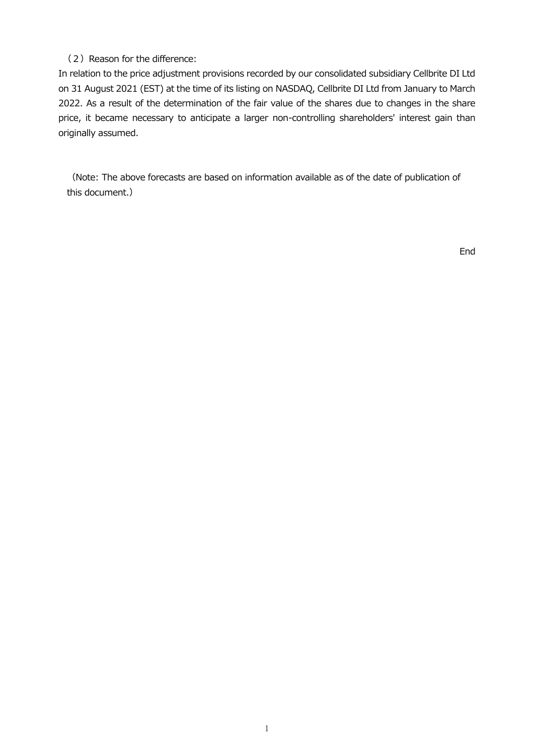（2）Reason for the difference:

In relation to the price adjustment provisions recorded by our consolidated subsidiary Cellbrite DI Ltd on 31 August 2021 (EST) at the time of its listing on NASDAQ, Cellbrite DI Ltd from January to March 2022. As a result of the determination of the fair value of the shares due to changes in the share price, it became necessary to anticipate a larger non-controlling shareholders' interest gain than originally assumed.

（Note: The above forecasts are based on information available as of the date of publication of this document.）

End